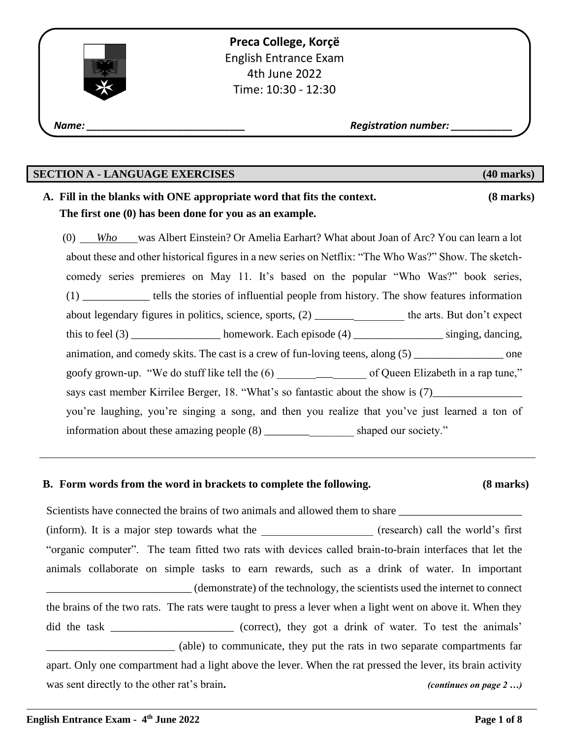**Preca College, Korçë**
English Entrance Exam
4th June 2022
Time: 10:30 - 12:30

***Name:*** ______________________________ ***Registration number:*** ___________

## SECTION A - LANGUAGE EXERCISES (40 marks)

**A. Fill in the blanks with ONE appropriate word that fits the context. (8 marks)**
**The first one (0) has been done for you as an example.**

(0) ___*Who*___ was Albert Einstein? Or Amelia Earhart? What about Joan of Arc? You can learn a lot about these and other historical figures in a new series on Netflix: "The Who Was?" Show. The sketch-comedy series premieres on May 11. It's based on the popular "Who Was?" book series, (1) ____________ tells the stories of influential people from history. The show features information about legendary figures in politics, science, sports, (2) ________________ the arts. But don't expect this to feel (3) ________________ homework. Each episode (4) ________________ singing, dancing, animation, and comedy skits. The cast is a crew of fun-loving teens, along (5) ________________ one goofy grown-up. "We do stuff like tell the (6) ________________ of Queen Elizabeth in a rap tune," says cast member Kirrilee Berger, 18. "What's so fantastic about the show is (7)________________ you're laughing, you're singing a song, and then you realize that you've just learned a ton of information about these amazing people (8) ________________ shaped our society."

---

**B. Form words from the word in brackets to complete the following. (8 marks)**

Scientists have connected the brains of two animals and allowed them to share ______________________ (inform). It is a major step towards what the ____________________ (research) call the world's first "organic computer". The team fitted two rats with devices called brain-to-brain interfaces that let the animals collaborate on simple tasks to earn rewards, such as a drink of water. In important __________________________ (demonstrate) of the technology, the scientists used the internet to connect the brains of the two rats. The rats were taught to press a lever when a light went on above it. When they did the task ______________________ (correct), they got a drink of water. To test the animals' _______________________ (able) to communicate, they put the rats in two separate compartments far apart. Only one compartment had a light above the lever. When the rat pressed the lever, its brain activity was sent directly to the other rat's brain.

***(continues on page 2 …)***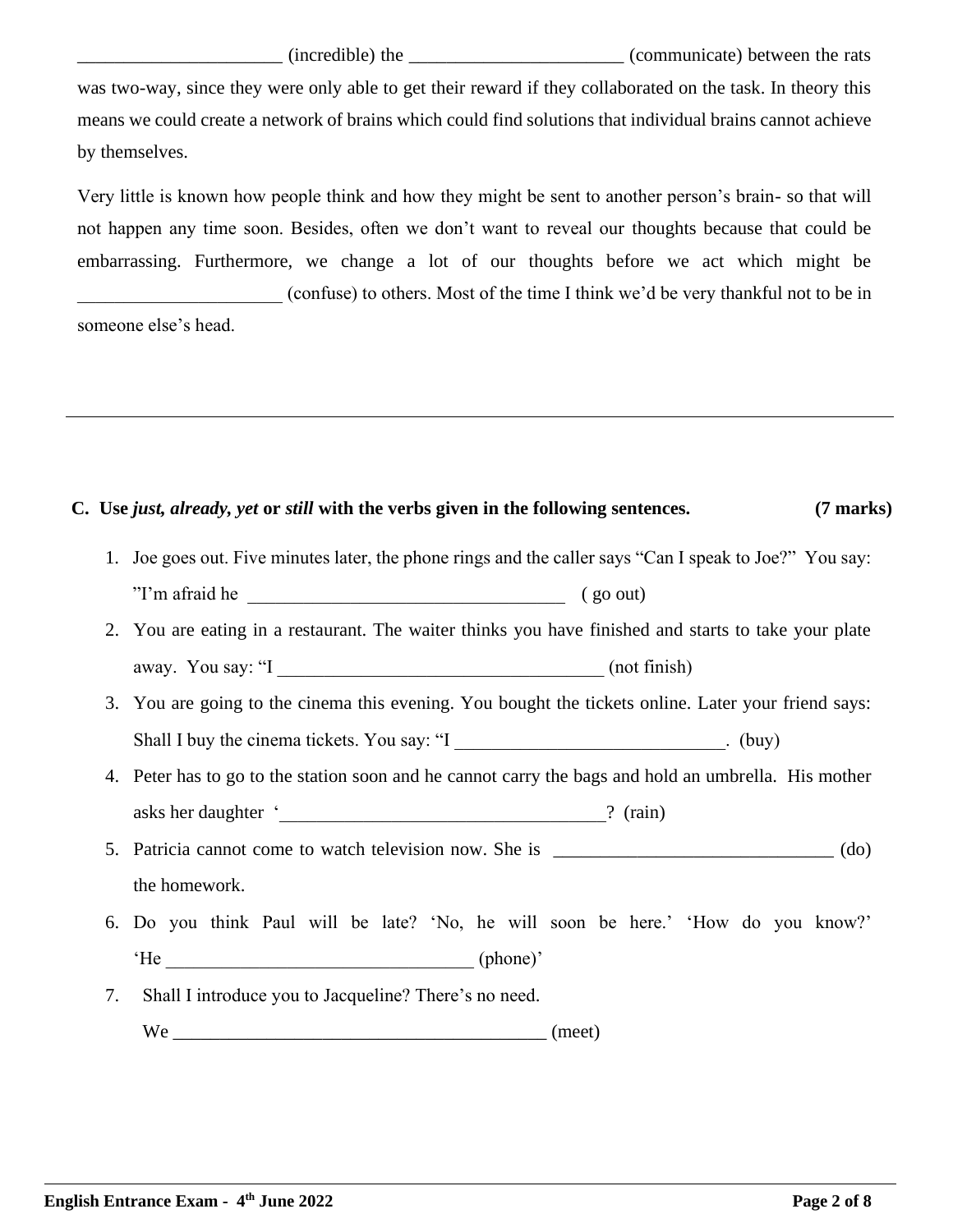______________________ (incredible) the _______________________ (communicate) between the rats was two-way, since they were only able to get their reward if they collaborated on the task. In theory this means we could create a network of brains which could find solutions that individual brains cannot achieve by themselves.

Very little is known how people think and how they might be sent to another person's brain- so that will not happen any time soon. Besides, often we don't want to reveal our thoughts because that could be embarrassing. Furthermore, we change a lot of our thoughts before we act which might be ______________________ (confuse) to others. Most of the time I think we'd be very thankful not to be in someone else's head.

---

**C. Use *just, already, yet* or *still* with the verbs given in the following sentences. (7 marks)**

1. Joe goes out. Five minutes later, the phone rings and the caller says "Can I speak to Joe?" You say: "I'm afraid he ___________________________________ ( go out)
2. You are eating in a restaurant. The waiter thinks you have finished and starts to take your plate away. You say: "I ____________________________________ (not finish)
3. You are going to the cinema this evening. You bought the tickets online. Later your friend says: Shall I buy the cinema tickets. You say: "I _____________________________. (buy)
4. Peter has to go to the station soon and he cannot carry the bags and hold an umbrella. His mother asks her daughter '___________________________________? (rain)
5. Patricia cannot come to watch television now. She is ______________________________ (do) the homework.
6. Do you think Paul will be late? 'No, he will soon be here.' 'How do you know?' 'He _________________________________ (phone)'
7. Shall I introduce you to Jacqueline? There's no need.
   We _________________________________________ (meet)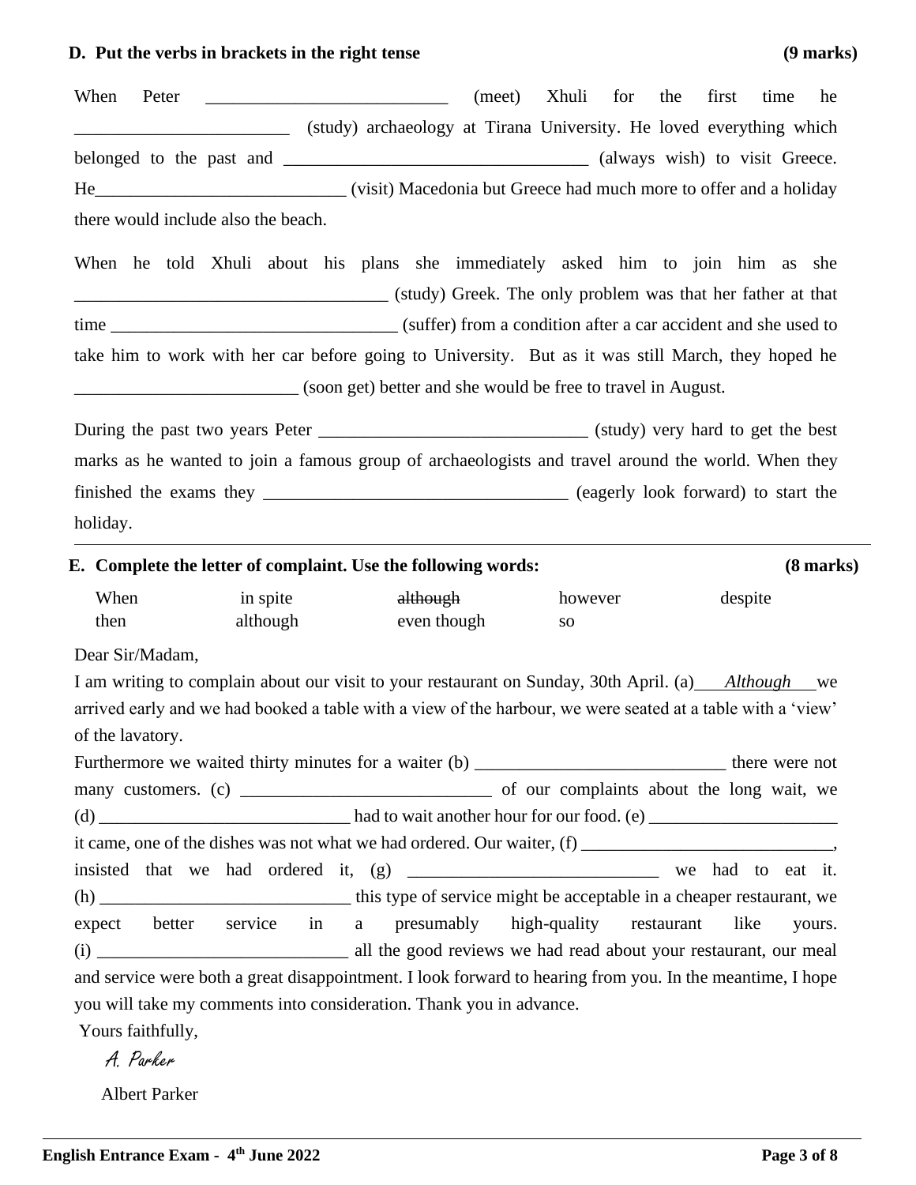**D. Put the verbs in brackets in the right tense** **(9 marks)**

When Peter ___________________________ (meet) Xhuli for the first time he ________________________ (study) archaeology at Tirana University. He loved everything which belonged to the past and __________________________________ (always wish) to visit Greece. He____________________________ (visit) Macedonia but Greece had much more to offer and a holiday there would include also the beach.

When he told Xhuli about his plans she immediately asked him to join him as she ___________________________________ (study) Greek. The only problem was that her father at that time ________________________________ (suffer) from a condition after a car accident and she used to take him to work with her car before going to University. But as it was still March, they hoped he _________________________ (soon get) better and she would be free to travel in August.

During the past two years Peter ______________________________ (study) very hard to get the best marks as he wanted to join a famous group of archaeologists and travel around the world. When they finished the exams they __________________________________ (eagerly look forward) to start the holiday.

---

**E. Complete the letter of complaint. Use the following words:** **(8 marks)**

| When | in spite | ~~although~~ | however | despite |
|---|---|---|---|---|
| then | although | even though | so | |

Dear Sir/Madam,

I am writing to complain about our visit to your restaurant on Sunday, 30th April. (a)___*Although*___we arrived early and we had booked a table with a view of the harbour, we were seated at a table with a 'view' of the lavatory.

Furthermore we waited thirty minutes for a waiter (b) ____________________________ there were not many customers. (c) ____________________________ of our complaints about the long wait, we (d) ____________________________ had to wait another hour for our food. (e) _____________________ it came, one of the dishes was not what we had ordered. Our waiter, (f) ____________________________, insisted that we had ordered it, (g) ____________________________ we had to eat it. (h) ____________________________ this type of service might be acceptable in a cheaper restaurant, we expect better service in a presumably high-quality restaurant like yours. (i) ____________________________ all the good reviews we had read about your restaurant, our meal and service were both a great disappointment. I look forward to hearing from you. In the meantime, I hope you will take my comments into consideration. Thank you in advance.

Yours faithfully,

*A. Parker*

Albert Parker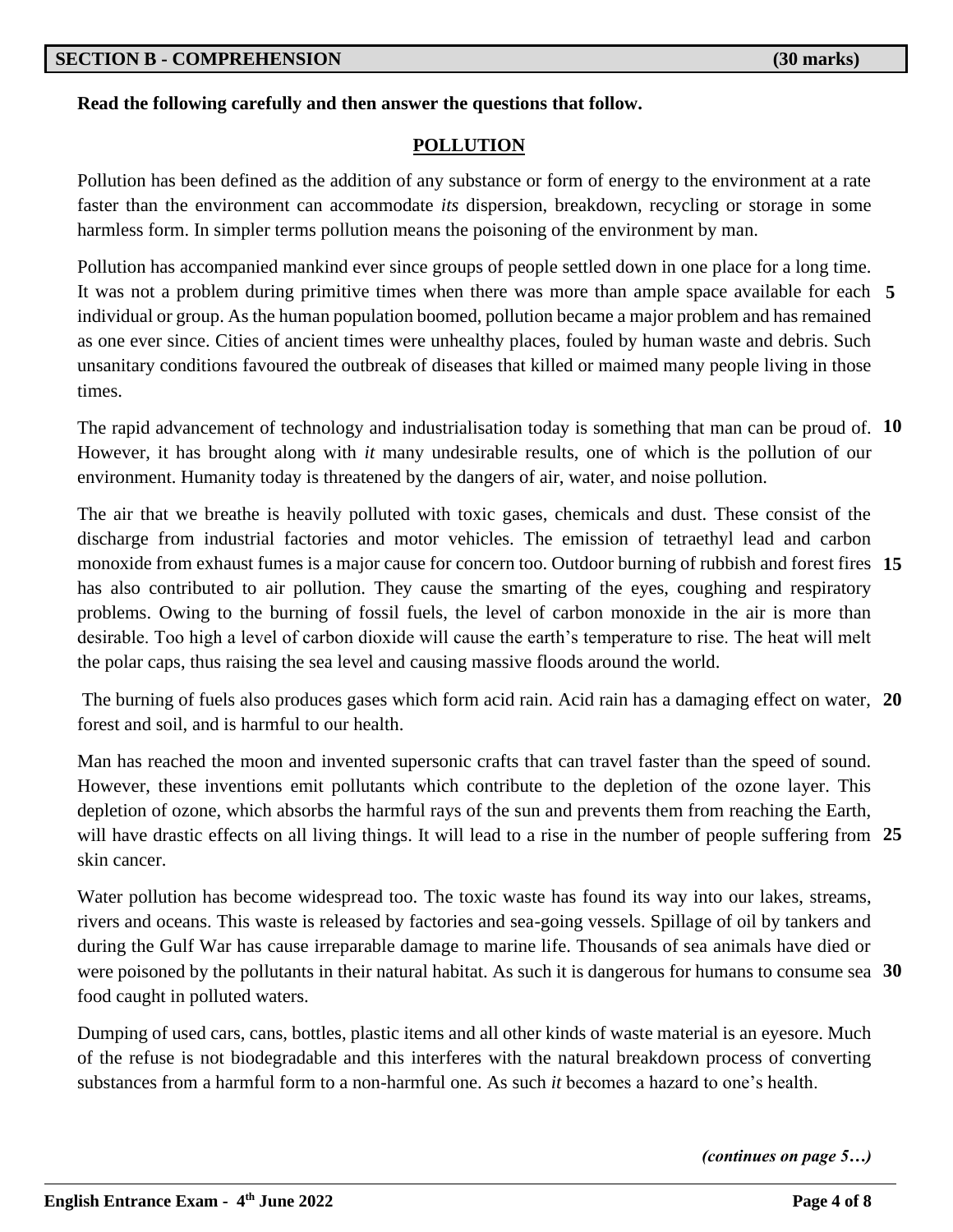| SECTION B - COMPREHENSION | (30 marks) |
| --- | --- |

**Read the following carefully and then answer the questions that follow.**

## POLLUTION

Pollution has been defined as the addition of any substance or form of energy to the environment at a rate faster than the environment can accommodate *its* dispersion, breakdown, recycling or storage in some harmless form. In simpler terms pollution means the poisoning of the environment by man.

Pollution has accompanied mankind ever since groups of people settled down in one place for a long time. It was not a problem during primitive times when there was more than ample space available for each **5** individual or group. As the human population boomed, pollution became a major problem and has remained as one ever since. Cities of ancient times were unhealthy places, fouled by human waste and debris. Such unsanitary conditions favoured the outbreak of diseases that killed or maimed many people living in those times.

The rapid advancement of technology and industrialisation today is something that man can be proud of. **10** However, it has brought along with *it* many undesirable results, one of which is the pollution of our environment. Humanity today is threatened by the dangers of air, water, and noise pollution.

The air that we breathe is heavily polluted with toxic gases, chemicals and dust. These consist of the discharge from industrial factories and motor vehicles. The emission of tetraethyl lead and carbon monoxide from exhaust fumes is a major cause for concern too. Outdoor burning of rubbish and forest fires **15** has also contributed to air pollution. They cause the smarting of the eyes, coughing and respiratory problems. Owing to the burning of fossil fuels, the level of carbon monoxide in the air is more than desirable. Too high a level of carbon dioxide will cause the earth's temperature to rise. The heat will melt the polar caps, thus raising the sea level and causing massive floods around the world.

The burning of fuels also produces gases which form acid rain. Acid rain has a damaging effect on water, **20** forest and soil, and is harmful to our health.

Man has reached the moon and invented supersonic crafts that can travel faster than the speed of sound. However, these inventions emit pollutants which contribute to the depletion of the ozone layer. This depletion of ozone, which absorbs the harmful rays of the sun and prevents them from reaching the Earth, will have drastic effects on all living things. It will lead to a rise in the number of people suffering from **25** skin cancer.

Water pollution has become widespread too. The toxic waste has found its way into our lakes, streams, rivers and oceans. This waste is released by factories and sea-going vessels. Spillage of oil by tankers and during the Gulf War has cause irreparable damage to marine life. Thousands of sea animals have died or were poisoned by the pollutants in their natural habitat. As such it is dangerous for humans to consume sea **30** food caught in polluted waters.

Dumping of used cars, cans, bottles, plastic items and all other kinds of waste material is an eyesore. Much of the refuse is not biodegradable and this interferes with the natural breakdown process of converting substances from a harmful form to a non-harmful one. As such *it* becomes a hazard to one's health.

***(continues on page 5…)***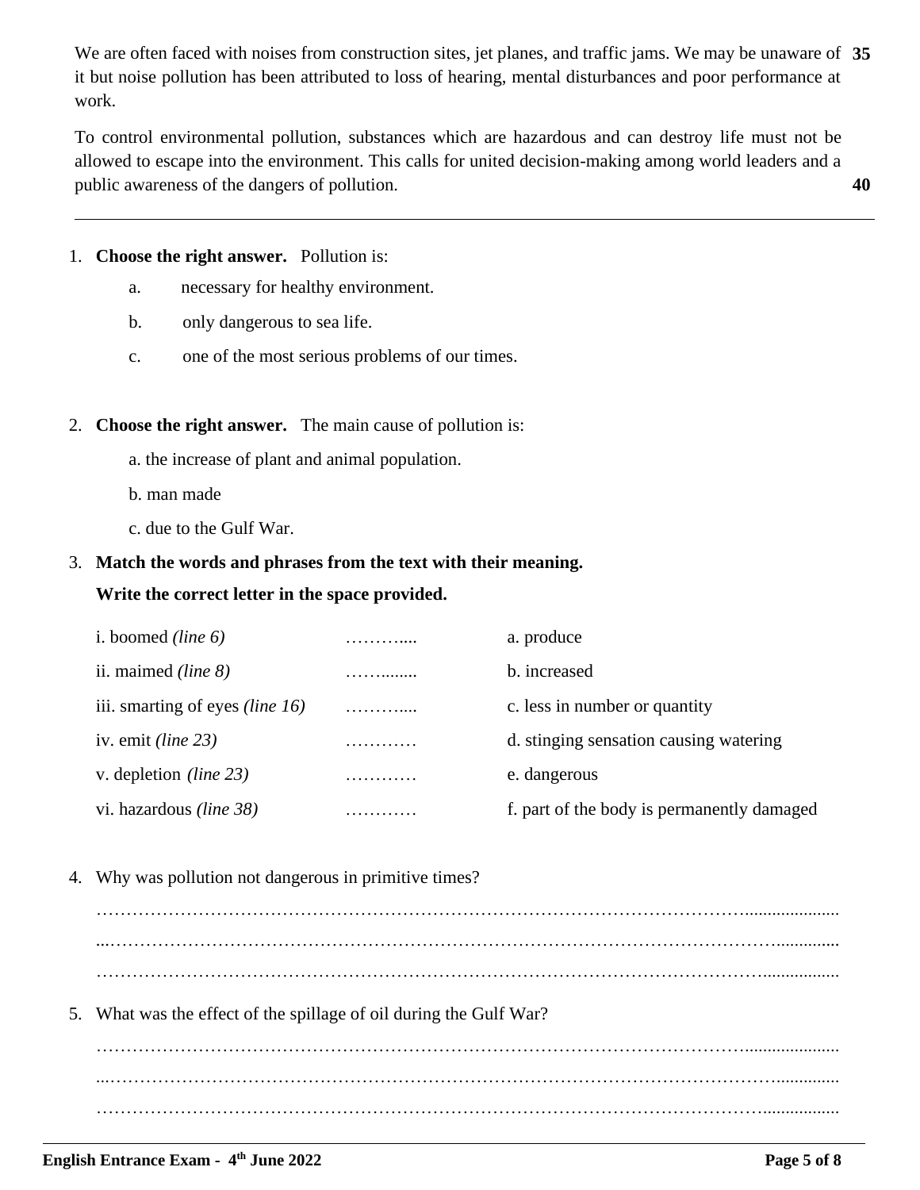We are often faced with noises from construction sites, jet planes, and traffic jams. We may be unaware of it but noise pollution has been attributed to loss of hearing, mental disturbances and poor performance at work. **35**

To control environmental pollution, substances which are hazardous and can destroy life must not be allowed to escape into the environment. This calls for united decision-making among world leaders and a public awareness of the dangers of pollution. **40**

---

1. **Choose the right answer.** Pollution is:
   - a. necessary for healthy environment.
   - b. only dangerous to sea life.
   - c. one of the most serious problems of our times.

2. **Choose the right answer.** The main cause of pollution is:
   - a. the increase of plant and animal population.
   - b. man made
   - c. due to the Gulf War.

3. **Match the words and phrases from the text with their meaning.**
   **Write the correct letter in the space provided.**

| | | |
|---|---|---|
| i. boomed *(line 6)* | ……….... | a. produce |
| ii. maimed *(line 8)* | ……....... | b. increased |
| iii. smarting of eyes *(line 16)* | ……….... | c. less in number or quantity |
| iv. emit *(line 23)* | ………… | d. stinging sensation causing watering |
| v. depletion *(line 23)* | ………… | e. dangerous |
| vi. hazardous *(line 38)* | ………… | f. part of the body is permanently damaged |

4. Why was pollution not dangerous in primitive times?

   ……………………………………………………………………………………………………...................

   ...………………………………………………………………………………………………….............

   …………………………………………………………………………………………………................

5. What was the effect of the spillage of oil during the Gulf War?

   ……………………………………………………………………………………………………...................

   ...………………………………………………………………………………………………….............

   …………………………………………………………………………………………………................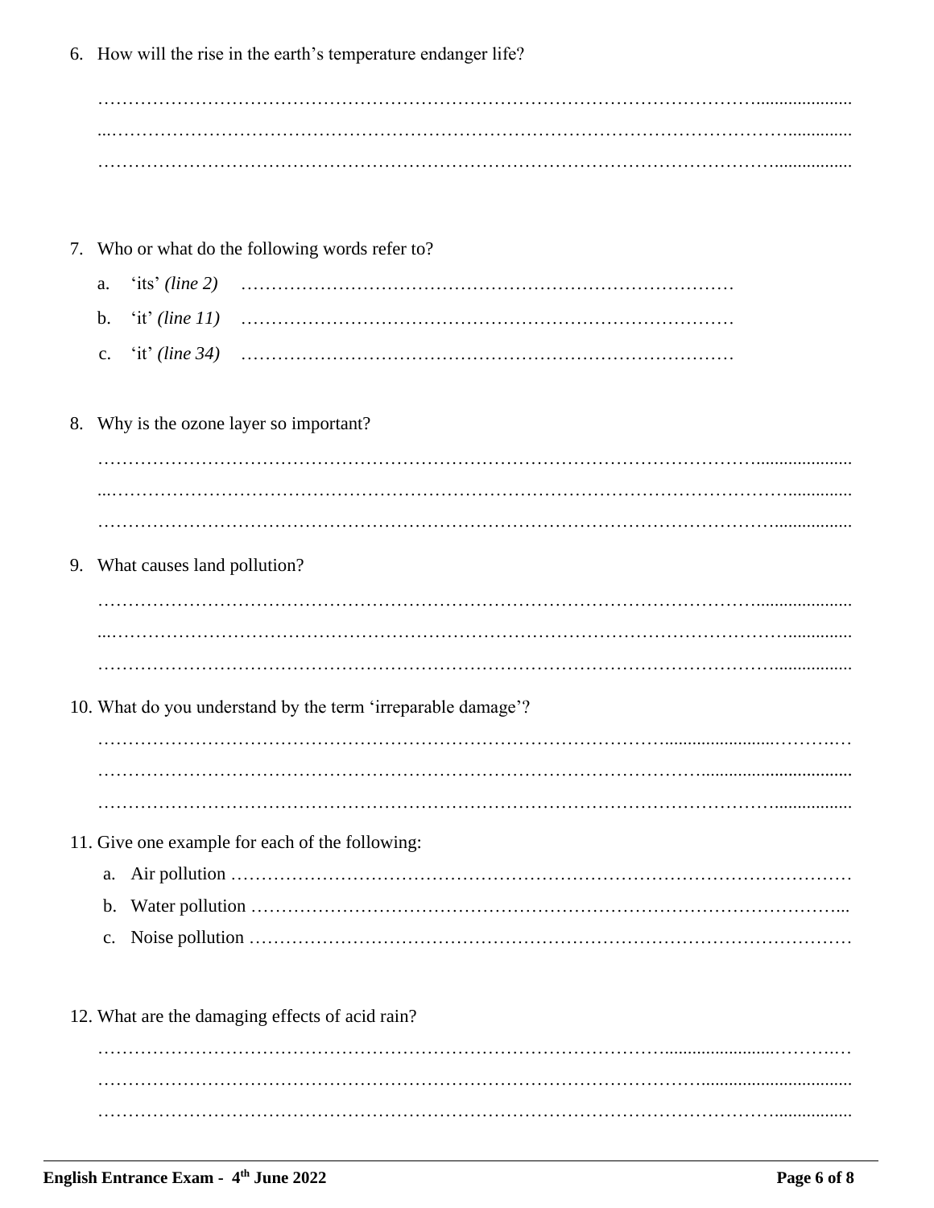6. How will the rise in the earth's temperature endanger life?

…………………………………………………………………………………………………………………

…………………………………………………………………………………………………………………

…………………………………………………………………………………………………………………

7. Who or what do the following words refer to?

   a. 'its' *(line 2)* ………………………………………………………………………

   b. 'it' *(line 11)* ………………………………………………………………………

   c. 'it' *(line 34)* ………………………………………………………………………

8. Why is the ozone layer so important?

…………………………………………………………………………………………………………………

…………………………………………………………………………………………………………………

…………………………………………………………………………………………………………………

9. What causes land pollution?

…………………………………………………………………………………………………………………

…………………………………………………………………………………………………………………

…………………………………………………………………………………………………………………

10. What do you understand by the term 'irreparable damage'?

…………………………………………………………………………………………………………………

…………………………………………………………………………………………………………………

…………………………………………………………………………………………………………………

11. Give one example for each of the following:

    a. Air pollution ………………………………………………………………………………………

    b. Water pollution ……………………………………………………………………………………

    c. Noise pollution ……………………………………………………………………………………

12. What are the damaging effects of acid rain?

…………………………………………………………………………………………………………………

…………………………………………………………………………………………………………………

…………………………………………………………………………………………………………………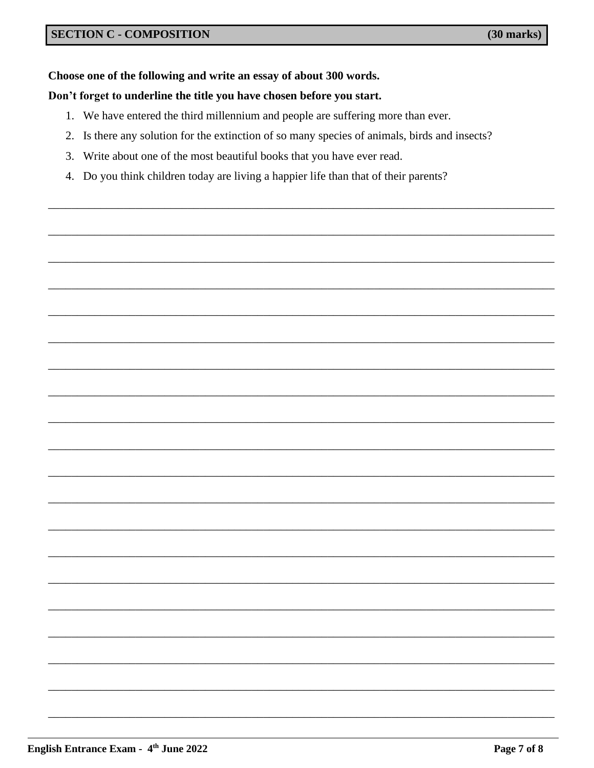## SECTION C - COMPOSITION (30 marks)

**Choose one of the following and write an essay of about 300 words.**

**Don't forget to underline the title you have chosen before you start.**

1. We have entered the third millennium and people are suffering more than ever.
2. Is there any solution for the extinction of so many species of animals, birds and insects?
3. Write about one of the most beautiful books that you have ever read.
4. Do you think children today are living a happier life than that of their parents?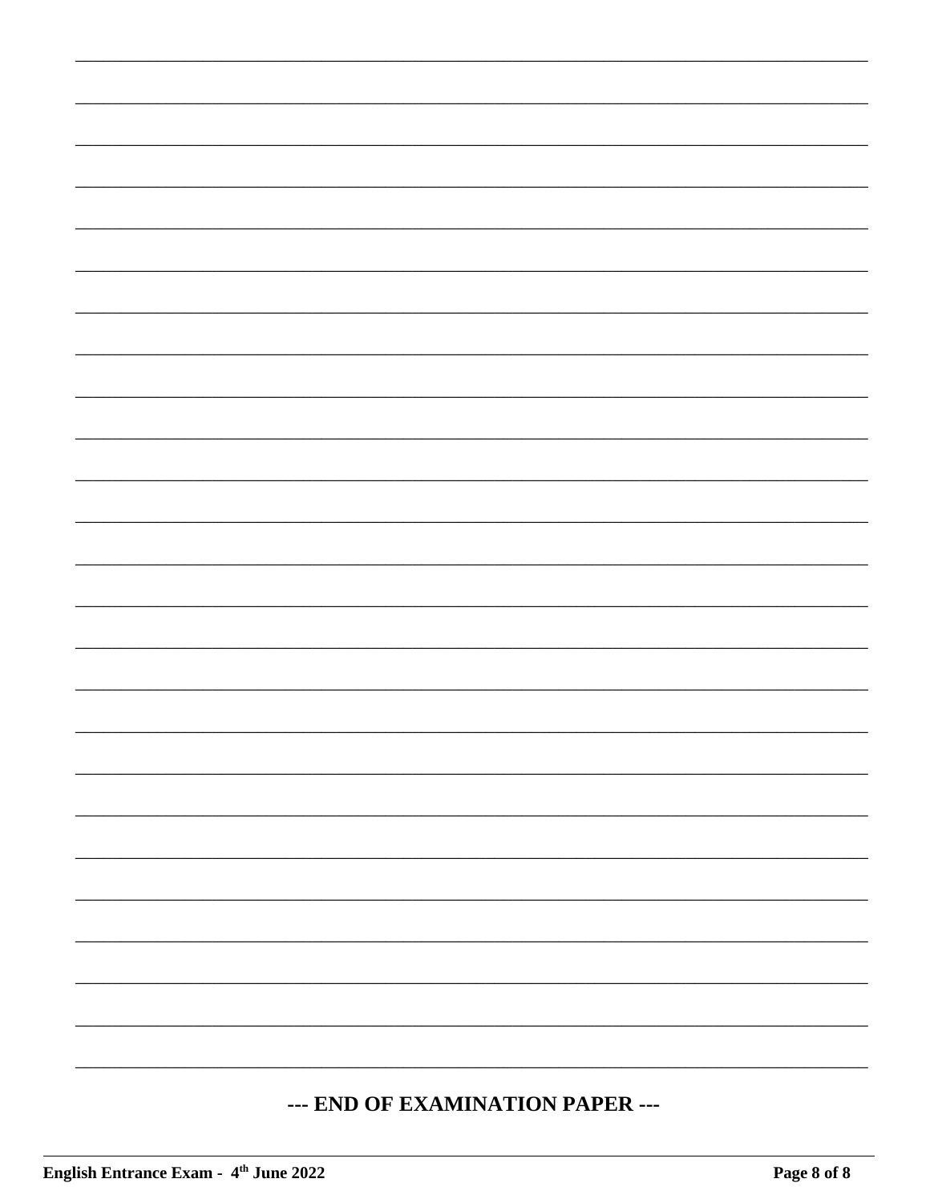--- END OF EXAMINATION PAPER ---